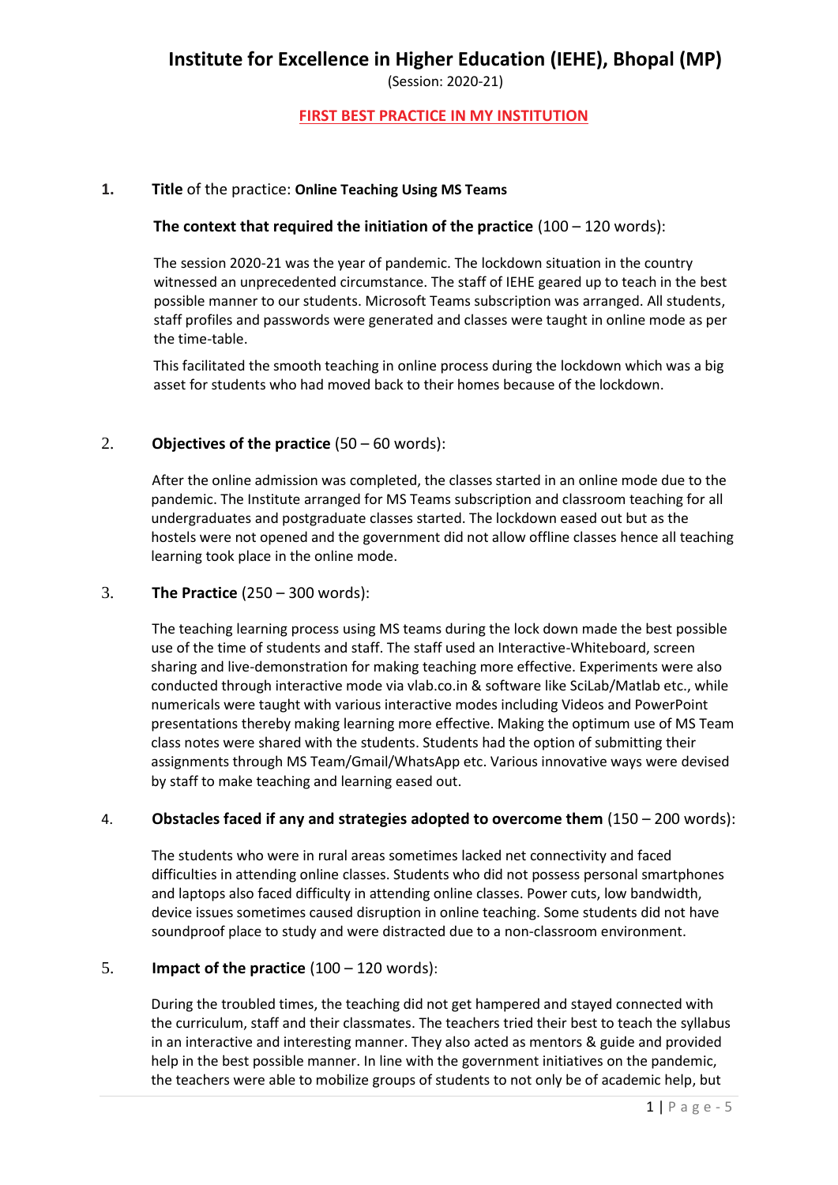# Institute for Excellence in Higher Education (IEHE), Bhopal (MP)

(Session: 2020-21)

## FIRST BEST PRACTICE IN MY INSTITUTION

**1. Title** of the practice: **Online Teaching Using MS Teams**

**The context that required the initiation of the practice** (100 – 120 words):

The session 2020-21 was the year of pandemic. The lockdown situation in the country witnessed an unprecedented circumstance. The staff of IEHE geared up to teach in the best possible manner to our students. Microsoft Teams subscription was arranged. All students, staff profiles and passwords were generated and classes were taught in online mode as per the time-table.

This facilitated the smooth teaching in online process during the lockdown which was a big asset for students who had moved back to their homes because of the lockdown.

**2. Objectives of the practice** (50 – 60 words):

After the online admission was completed, the classes started in an online mode due to the pandemic. The Institute arranged for MS Teams subscription and classroom teaching for all undergraduates and postgraduate classes started. The lockdown eased out but as the hostels were not opened and the government did not allow offline classes hence all teaching learning took place in the online mode.

**3. The Practice** (250 – 300 words):

The teaching learning process using MS teams during the lock down made the best possible use of the time of students and staff. The staff used an Interactive-Whiteboard, screen sharing and live-demonstration for making teaching more effective. Experiments were also conducted through interactive mode via vlab.co.in & software like SciLab/Matlab etc., while numericals were taught with various interactive modes including Videos and PowerPoint presentations thereby making learning more effective. Making the optimum use of MS Team class notes were shared with the students. Students had the option of submitting their assignments through MS Team/Gmail/WhatsApp etc. Various innovative ways were devised by staff to make teaching and learning eased out.

**4. Obstacles faced if any and strategies adopted to overcome them** (150 – 200 words):

The students who were in rural areas sometimes lacked net connectivity and faced difficulties in attending online classes. Students who did not possess personal smartphones and laptops also faced difficulty in attending online classes. Power cuts, low bandwidth, device issues sometimes caused disruption in online teaching. Some students did not have soundproof place to study and were distracted due to a non-classroom environment.

**5. Impact of the practice** (100 – 120 words):

During the troubled times, the teaching did not get hampered and stayed connected with the curriculum, staff and their classmates. The teachers tried their best to teach the syllabus in an interactive and interesting manner. They also acted as mentors & guide and provided help in the best possible manner. In line with the government initiatives on the pandemic, the teachers were able to mobilize groups of students to not only be of academic help, but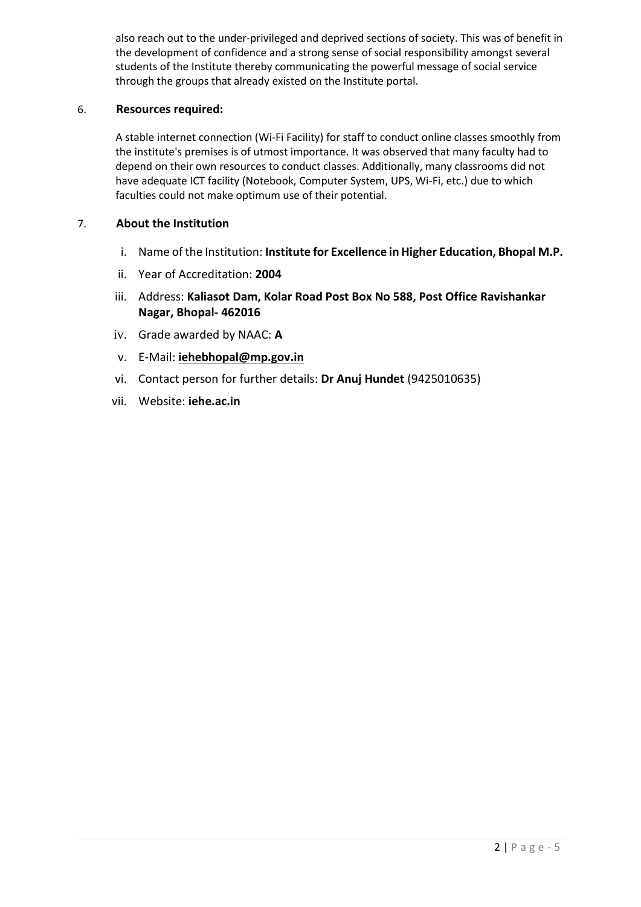also reach out to the under-privileged and deprived sections of society. This was of benefit in the development of confidence and a strong sense of social responsibility amongst several students of the Institute thereby communicating the powerful message of social service through the groups that already existed on the Institute portal.

6. **Resources required:**

   A stable internet connection (Wi-Fi Facility) for staff to conduct online classes smoothly from the institute's premises is of utmost importance. It was observed that many faculty had to depend on their own resources to conduct classes. Additionally, many classrooms did not have adequate ICT facility (Notebook, Computer System, UPS, Wi-Fi, etc.) due to which faculties could not make optimum use of their potential.

7. **About the Institution**

   i. Name of the Institution: **Institute for Excellence in Higher Education, Bhopal M.P.**

   ii. Year of Accreditation: **2004**

   iii. Address: **Kaliasot Dam, Kolar Road Post Box No 588, Post Office Ravishankar Nagar, Bhopal- 462016**

   iv. Grade awarded by NAAC: **A**

   v. E-Mail: **iehebhopal@mp.gov.in**

   vi. Contact person for further details: **Dr Anuj Hundet** (9425010635)

   vii. Website: **iehe.ac.in**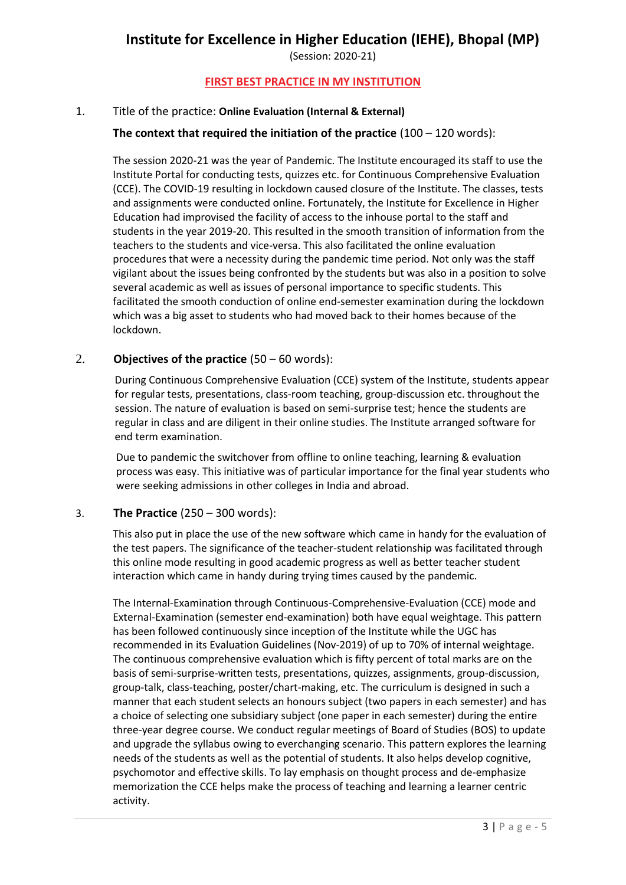# Institute for Excellence in Higher Education (IEHE), Bhopal (MP)

(Session: 2020-21)

## FIRST BEST PRACTICE IN MY INSTITUTION

1. Title of the practice: **Online Evaluation (Internal & External)**

   **The context that required the initiation of the practice** (100 – 120 words):

   The session 2020-21 was the year of Pandemic. The Institute encouraged its staff to use the Institute Portal for conducting tests, quizzes etc. for Continuous Comprehensive Evaluation (CCE). The COVID-19 resulting in lockdown caused closure of the Institute. The classes, tests and assignments were conducted online. Fortunately, the Institute for Excellence in Higher Education had improvised the facility of access to the inhouse portal to the staff and students in the year 2019-20. This resulted in the smooth transition of information from the teachers to the students and vice-versa. This also facilitated the online evaluation procedures that were a necessity during the pandemic time period. Not only was the staff vigilant about the issues being confronted by the students but was also in a position to solve several academic as well as issues of personal importance to specific students. This facilitated the smooth conduction of online end-semester examination during the lockdown which was a big asset to students who had moved back to their homes because of the lockdown.

2. **Objectives of the practice** (50 – 60 words):

   During Continuous Comprehensive Evaluation (CCE) system of the Institute, students appear for regular tests, presentations, class-room teaching, group-discussion etc. throughout the session. The nature of evaluation is based on semi-surprise test; hence the students are regular in class and are diligent in their online studies. The Institute arranged software for end term examination.

   Due to pandemic the switchover from offline to online teaching, learning & evaluation process was easy. This initiative was of particular importance for the final year students who were seeking admissions in other colleges in India and abroad.

3. **The Practice** (250 – 300 words):

   This also put in place the use of the new software which came in handy for the evaluation of the test papers. The significance of the teacher-student relationship was facilitated through this online mode resulting in good academic progress as well as better teacher student interaction which came in handy during trying times caused by the pandemic.

   The Internal-Examination through Continuous-Comprehensive-Evaluation (CCE) mode and External-Examination (semester end-examination) both have equal weightage. This pattern has been followed continuously since inception of the Institute while the UGC has recommended in its Evaluation Guidelines (Nov-2019) of up to 70% of internal weightage. The continuous comprehensive evaluation which is fifty percent of total marks are on the basis of semi-surprise-written tests, presentations, quizzes, assignments, group-discussion, group-talk, class-teaching, poster/chart-making, etc. The curriculum is designed in such a manner that each student selects an honours subject (two papers in each semester) and has a choice of selecting one subsidiary subject (one paper in each semester) during the entire three-year degree course. We conduct regular meetings of Board of Studies (BOS) to update and upgrade the syllabus owing to everchanging scenario. This pattern explores the learning needs of the students as well as the potential of students. It also helps develop cognitive, psychomotor and effective skills. To lay emphasis on thought process and de-emphasize memorization the CCE helps make the process of teaching and learning a learner centric activity.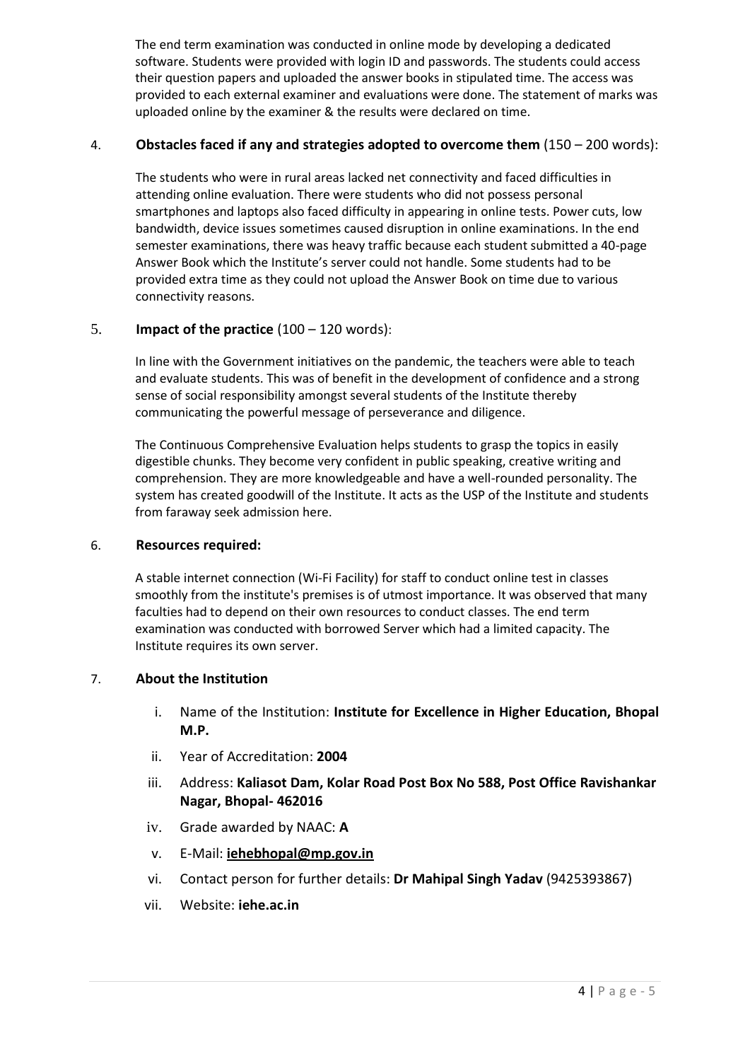The end term examination was conducted in online mode by developing a dedicated software. Students were provided with login ID and passwords. The students could access their question papers and uploaded the answer books in stipulated time. The access was provided to each external examiner and evaluations were done. The statement of marks was uploaded online by the examiner & the results were declared on time.

4. **Obstacles faced if any and strategies adopted to overcome them** (150 – 200 words):

The students who were in rural areas lacked net connectivity and faced difficulties in attending online evaluation. There were students who did not possess personal smartphones and laptops also faced difficulty in appearing in online tests. Power cuts, low bandwidth, device issues sometimes caused disruption in online examinations. In the end semester examinations, there was heavy traffic because each student submitted a 40-page Answer Book which the Institute's server could not handle. Some students had to be provided extra time as they could not upload the Answer Book on time due to various connectivity reasons.

5. **Impact of the practice** (100 – 120 words):

In line with the Government initiatives on the pandemic, the teachers were able to teach and evaluate students. This was of benefit in the development of confidence and a strong sense of social responsibility amongst several students of the Institute thereby communicating the powerful message of perseverance and diligence.

The Continuous Comprehensive Evaluation helps students to grasp the topics in easily digestible chunks. They become very confident in public speaking, creative writing and comprehension. They are more knowledgeable and have a well-rounded personality. The system has created goodwill of the Institute. It acts as the USP of the Institute and students from faraway seek admission here.

6. **Resources required:**

A stable internet connection (Wi-Fi Facility) for staff to conduct online test in classes smoothly from the institute's premises is of utmost importance. It was observed that many faculties had to depend on their own resources to conduct classes. The end term examination was conducted with borrowed Server which had a limited capacity. The Institute requires its own server.

7. **About the Institution**

   i. Name of the Institution: **Institute for Excellence in Higher Education, Bhopal M.P.**
   ii. Year of Accreditation: **2004**
   iii. Address: **Kaliasot Dam, Kolar Road Post Box No 588, Post Office Ravishankar Nagar, Bhopal- 462016**
   iv. Grade awarded by NAAC: **A**
   v. E-Mail: **iehebhopal@mp.gov.in**
   vi. Contact person for further details: **Dr Mahipal Singh Yadav** (9425393867)
   vii. Website: **iehe.ac.in**